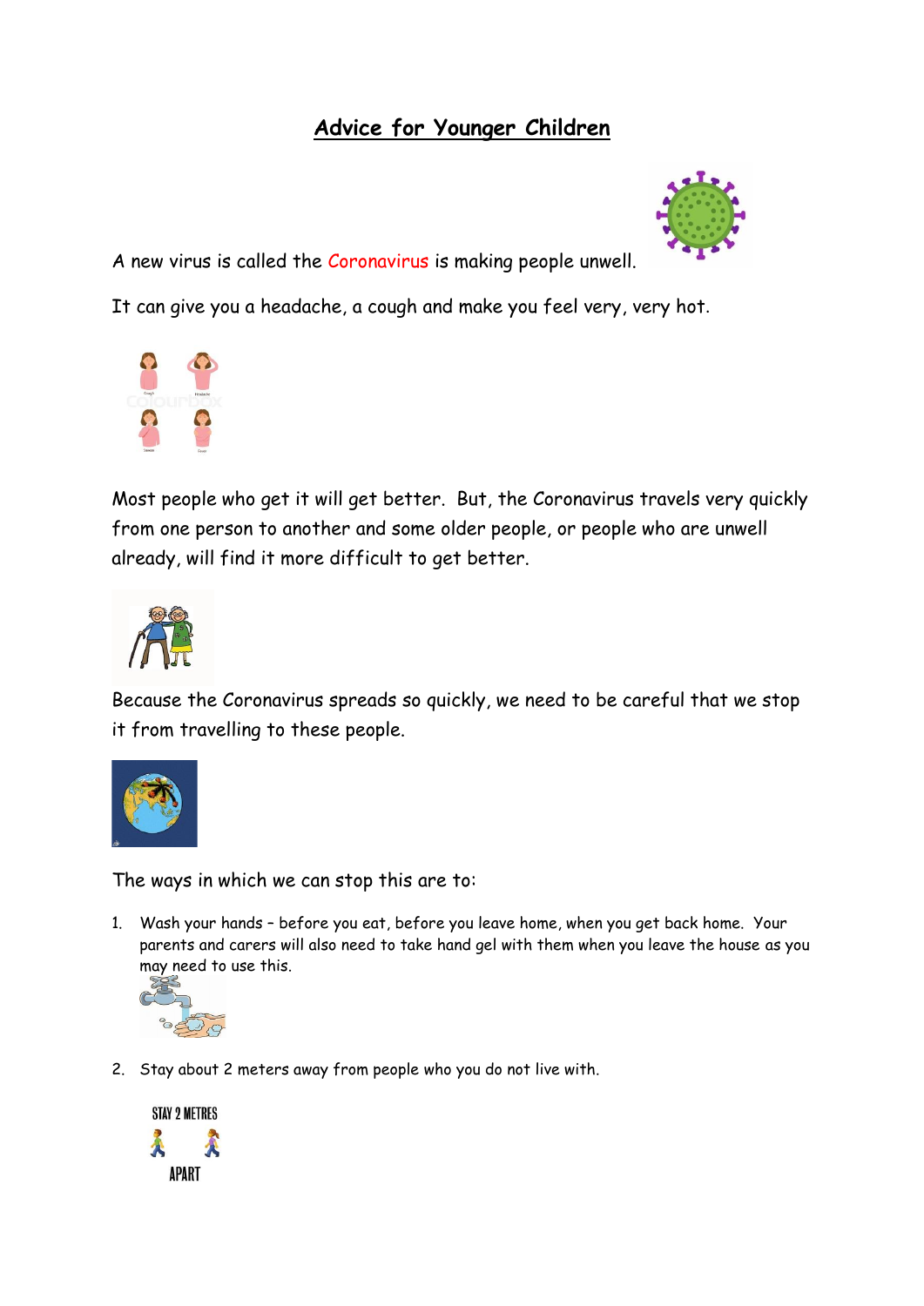# Advice for Younger Children

A new virus is called the Coronavirus is making people unwell.

It can give you a headache, a cough and make you feel very, very hot.

Most people who get it will get better. But, the Coronavirus travels very quickly from one person to another and some older people, or people who are unwell already, will find it more difficult to get better.

Because the Coronavirus spreads so quickly, we need to be careful that we stop it from travelling to these people.

The ways in which we can stop this are to:

1. Wash your hands – before you eat, before you leave home, when you get back home. Your parents and carers will also need to take hand gel with them when you leave the house as you may need to use this.
2. Stay about 2 meters away from people who you do not live with.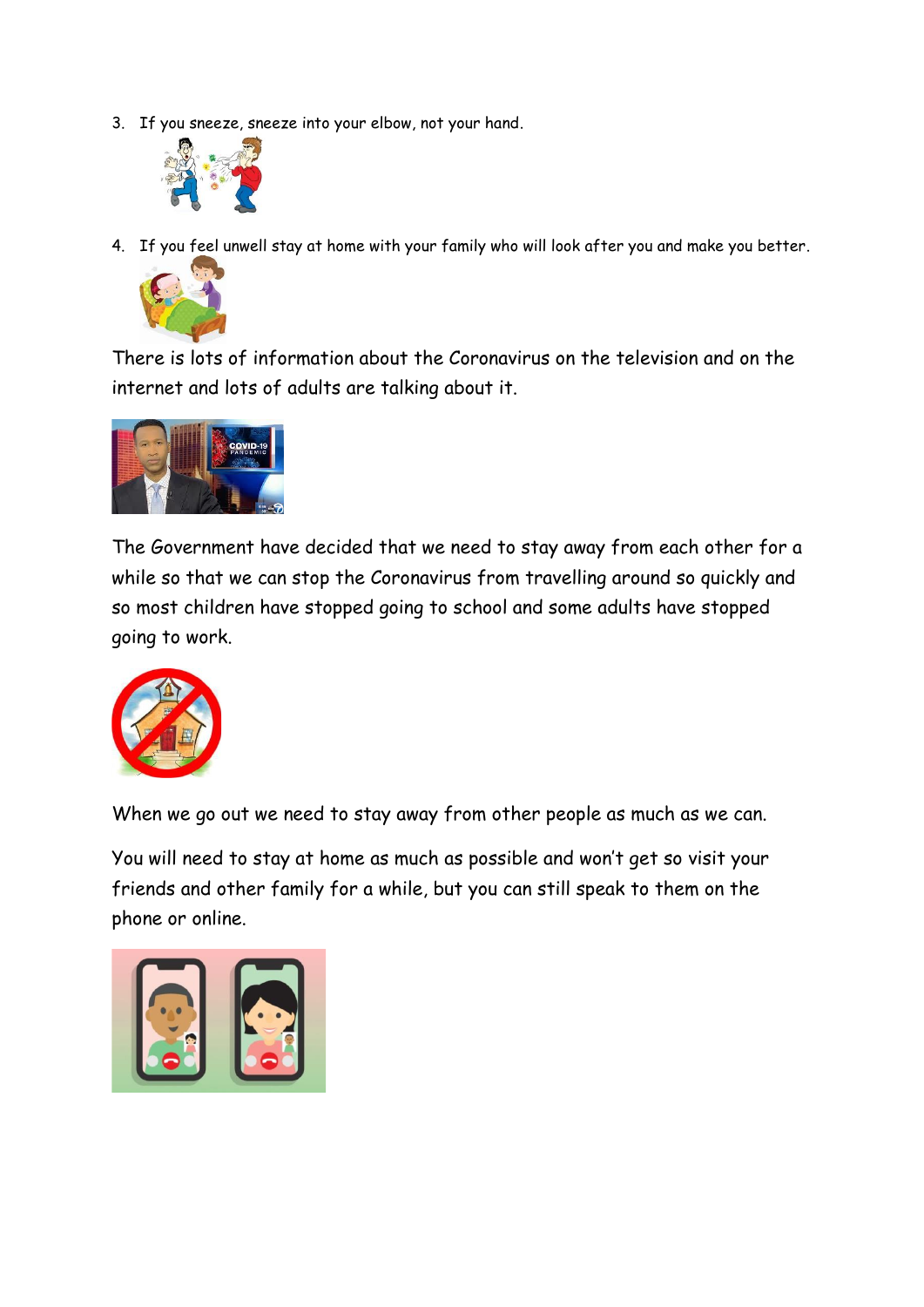3. If you sneeze, sneeze into your elbow, not your hand.

4. If you feel unwell stay at home with your family who will look after you and make you better.

There is lots of information about the Coronavirus on the television and on the internet and lots of adults are talking about it.

The Government have decided that we need to stay away from each other for a while so that we can stop the Coronavirus from travelling around so quickly and so most children have stopped going to school and some adults have stopped going to work.

When we go out we need to stay away from other people as much as we can.

You will need to stay at home as much as possible and won't get so visit your friends and other family for a while, but you can still speak to them on the phone or online.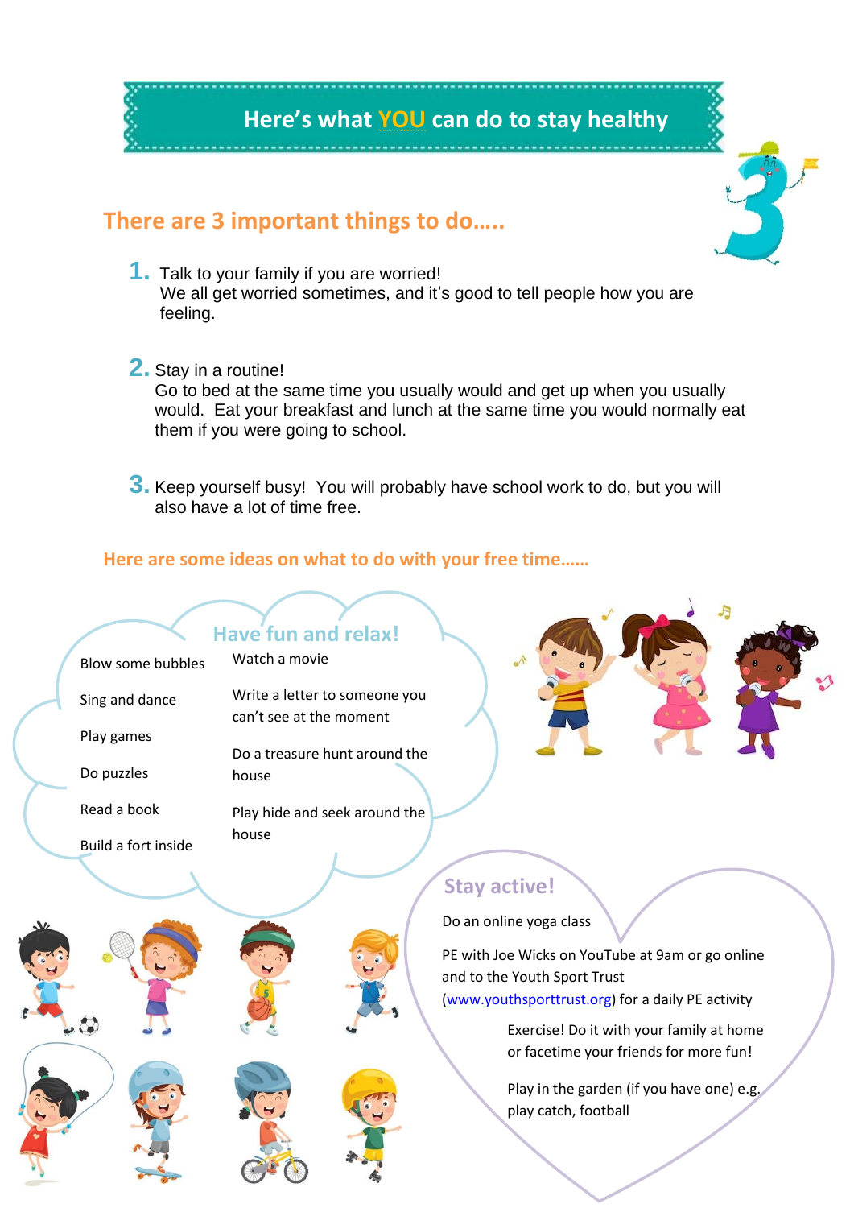# Here's what YOU can do to stay healthy

## There are 3 important things to do…..

1. Talk to your family if you are worried!
   We all get worried sometimes, and it's good to tell people how you are feeling.

2. Stay in a routine!
   Go to bed at the same time you usually would and get up when you usually would. Eat your breakfast and lunch at the same time you would normally eat them if you were going to school.

3. Keep yourself busy! You will probably have school work to do, but you will also have a lot of time free.

### Here are some ideas on what to do with your free time……

### Have fun and relax!

- Blow some bubbles
- Sing and dance
- Play games
- Do puzzles
- Read a book
- Build a fort inside
- Watch a movie
- Write a letter to someone you can't see at the moment
- Do a treasure hunt around the house
- Play hide and seek around the house

### Stay active!

Do an online yoga class

PE with Joe Wicks on YouTube at 9am or go online and to the Youth Sport Trust (www.youthsporttrust.org) for a daily PE activity

Exercise! Do it with your family at home or facetime your friends for more fun!

Play in the garden (if you have one) e.g. play catch, football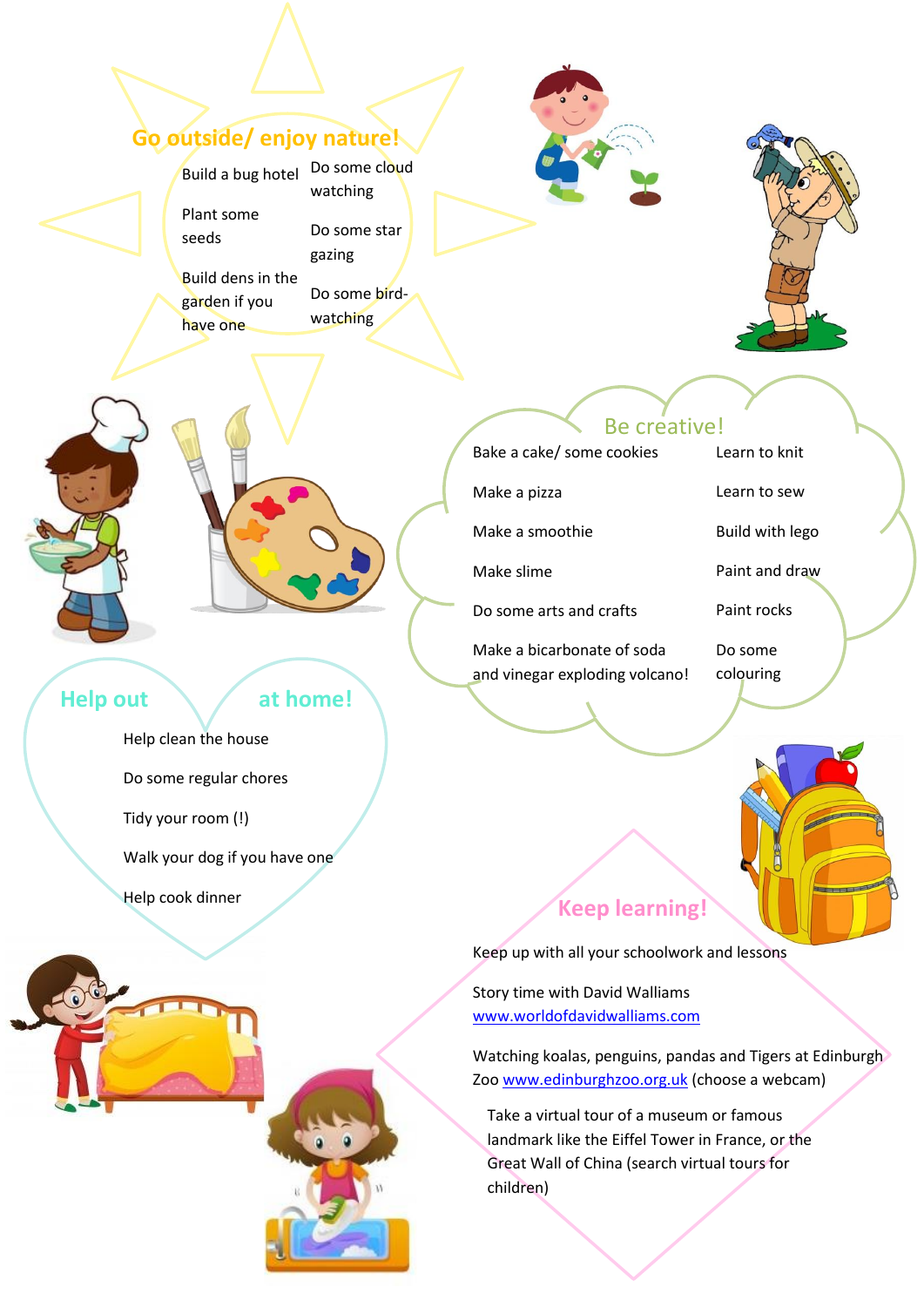## Go outside/ enjoy nature!

- Build a bug hotel
- Plant some seeds
- Build dens in the garden if you have one
- Do some cloud watching
- Do some star gazing
- Do some bird-watching

## Be creative!

- Bake a cake/ some cookies
- Make a pizza
- Make a smoothie
- Make slime
- Do some arts and crafts
- Make a bicarbonate of soda and vinegar exploding volcano!
- Learn to knit
- Learn to sew
- Build with lego
- Paint and draw
- Paint rocks
- Do some colouring

## Help out at home!

- Help clean the house
- Do some regular chores
- Tidy your room (!)
- Walk your dog if you have one
- Help cook dinner

## Keep learning!

Keep up with all your schoolwork and lessons

Story time with David Walliams [www.worldofdavidwalliams.com](www.worldofdavidwalliams.com)

Watching koalas, penguins, pandas and Tigers at Edinburgh Zoo [www.edinburghzoo.org.uk](www.edinburghzoo.org.uk) (choose a webcam)

Take a virtual tour of a museum or famous landmark like the Eiffel Tower in France, or the Great Wall of China (search virtual tours for children)